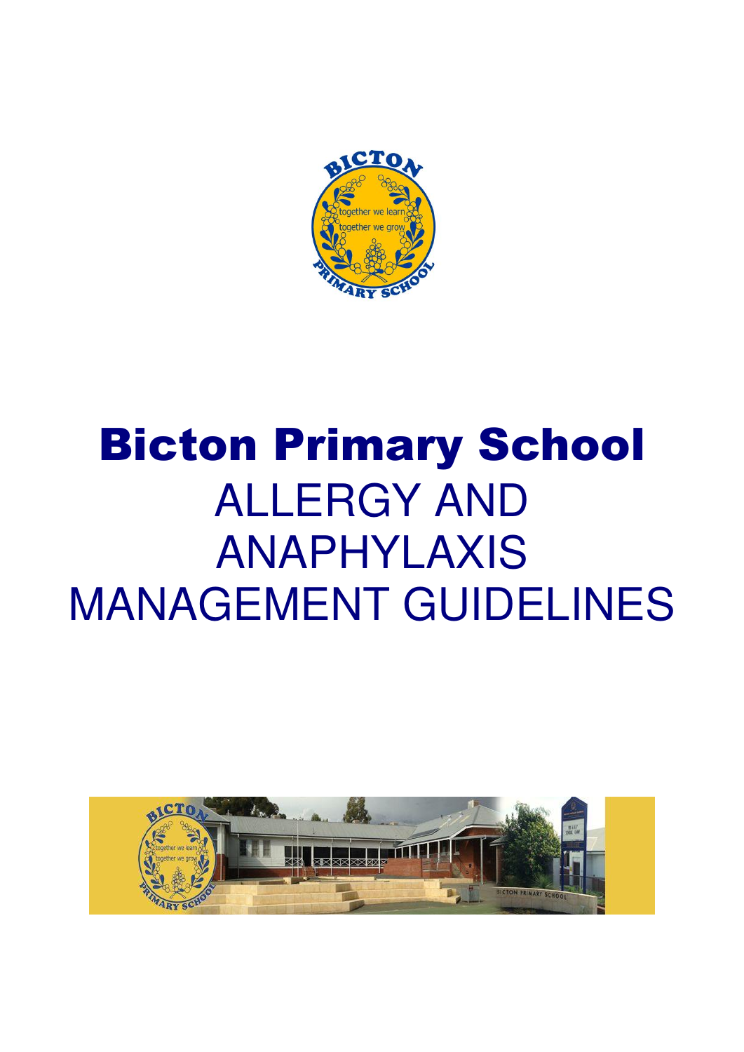# Bicton Primary School

## ALLERGY AND ANAPHYLAXIS MANAGEMENT GUIDELINES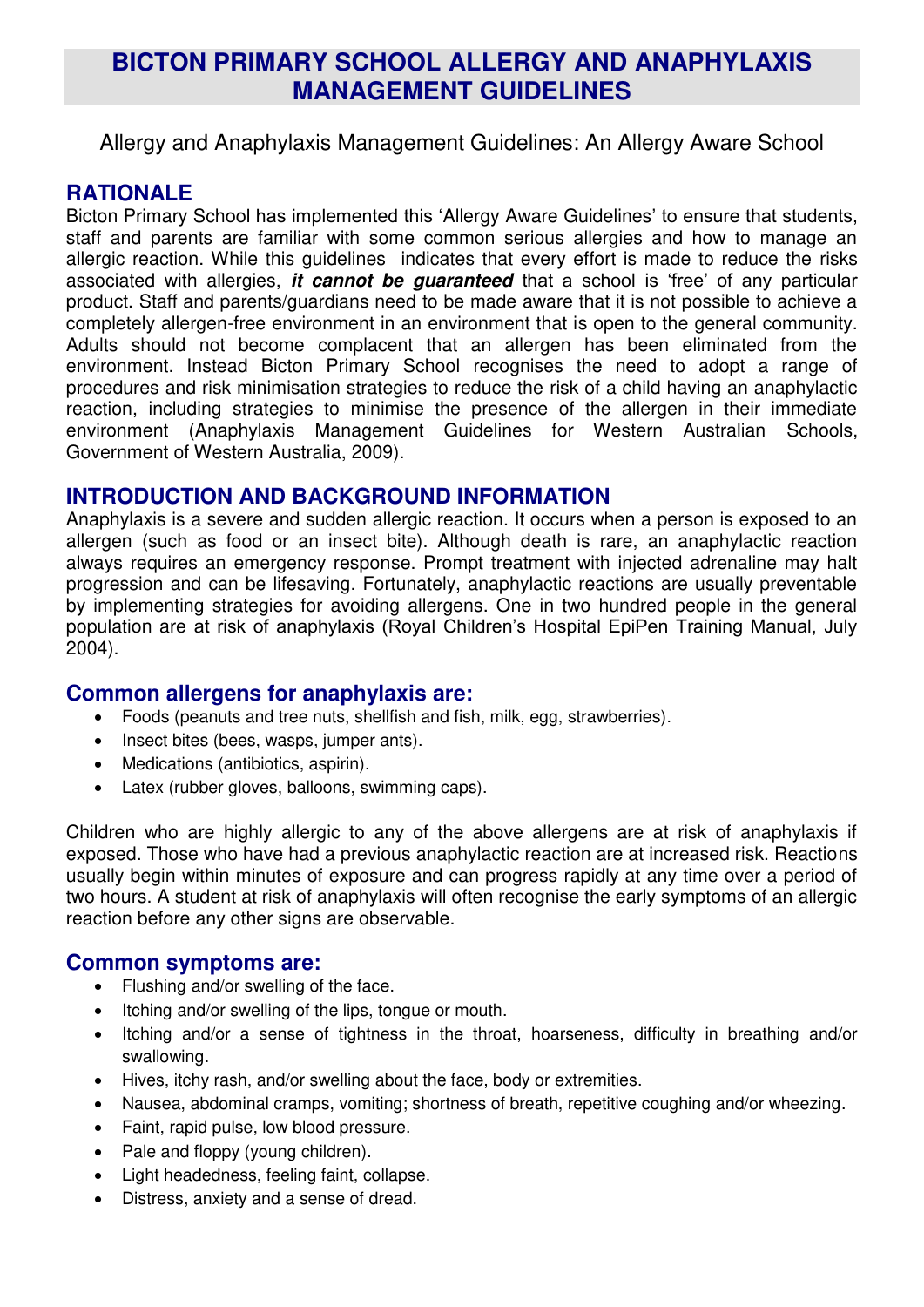# BICTON PRIMARY SCHOOL ALLERGY AND ANAPHYLAXIS MANAGEMENT GUIDELINES

Allergy and Anaphylaxis Management Guidelines: An Allergy Aware School

## RATIONALE

Bicton Primary School has implemented this 'Allergy Aware Guidelines' to ensure that students, staff and parents are familiar with some common serious allergies and how to manage an allergic reaction. While this guidelines indicates that every effort is made to reduce the risks associated with allergies, ***it cannot be guaranteed*** that a school is 'free' of any particular product. Staff and parents/guardians need to be made aware that it is not possible to achieve a completely allergen-free environment in an environment that is open to the general community. Adults should not become complacent that an allergen has been eliminated from the environment. Instead Bicton Primary School recognises the need to adopt a range of procedures and risk minimisation strategies to reduce the risk of a child having an anaphylactic reaction, including strategies to minimise the presence of the allergen in their immediate environment (Anaphylaxis Management Guidelines for Western Australian Schools, Government of Western Australia, 2009).

## INTRODUCTION AND BACKGROUND INFORMATION

Anaphylaxis is a severe and sudden allergic reaction. It occurs when a person is exposed to an allergen (such as food or an insect bite). Although death is rare, an anaphylactic reaction always requires an emergency response. Prompt treatment with injected adrenaline may halt progression and can be lifesaving. Fortunately, anaphylactic reactions are usually preventable by implementing strategies for avoiding allergens. One in two hundred people in the general population are at risk of anaphylaxis (Royal Children's Hospital EpiPen Training Manual, July 2004).

### Common allergens for anaphylaxis are:

- Foods (peanuts and tree nuts, shellfish and fish, milk, egg, strawberries).
- Insect bites (bees, wasps, jumper ants).
- Medications (antibiotics, aspirin).
- Latex (rubber gloves, balloons, swimming caps).

Children who are highly allergic to any of the above allergens are at risk of anaphylaxis if exposed. Those who have had a previous anaphylactic reaction are at increased risk. Reactions usually begin within minutes of exposure and can progress rapidly at any time over a period of two hours. A student at risk of anaphylaxis will often recognise the early symptoms of an allergic reaction before any other signs are observable.

### Common symptoms are:

- Flushing and/or swelling of the face.
- Itching and/or swelling of the lips, tongue or mouth.
- Itching and/or a sense of tightness in the throat, hoarseness, difficulty in breathing and/or swallowing.
- Hives, itchy rash, and/or swelling about the face, body or extremities.
- Nausea, abdominal cramps, vomiting; shortness of breath, repetitive coughing and/or wheezing.
- Faint, rapid pulse, low blood pressure.
- Pale and floppy (young children).
- Light headedness, feeling faint, collapse.
- Distress, anxiety and a sense of dread.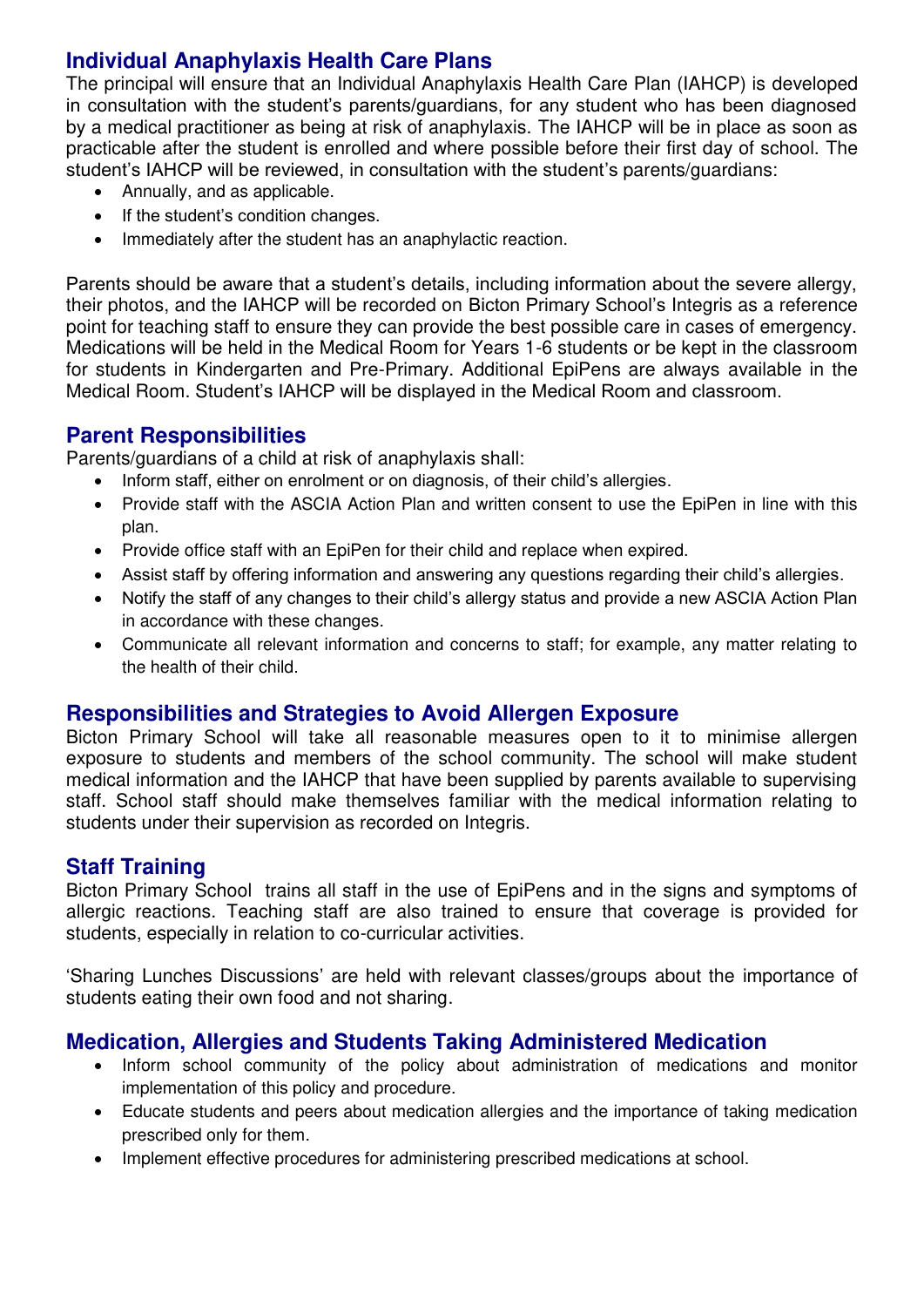## Individual Anaphylaxis Health Care Plans

The principal will ensure that an Individual Anaphylaxis Health Care Plan (IAHCP) is developed in consultation with the student's parents/guardians, for any student who has been diagnosed by a medical practitioner as being at risk of anaphylaxis. The IAHCP will be in place as soon as practicable after the student is enrolled and where possible before their first day of school. The student's IAHCP will be reviewed, in consultation with the student's parents/guardians:

- Annually, and as applicable.
- If the student's condition changes.
- Immediately after the student has an anaphylactic reaction.

Parents should be aware that a student's details, including information about the severe allergy, their photos, and the IAHCP will be recorded on Bicton Primary School's Integris as a reference point for teaching staff to ensure they can provide the best possible care in cases of emergency. Medications will be held in the Medical Room for Years 1-6 students or be kept in the classroom for students in Kindergarten and Pre-Primary. Additional EpiPens are always available in the Medical Room. Student's IAHCP will be displayed in the Medical Room and classroom.

## Parent Responsibilities

Parents/guardians of a child at risk of anaphylaxis shall:

- Inform staff, either on enrolment or on diagnosis, of their child's allergies.
- Provide staff with the ASCIA Action Plan and written consent to use the EpiPen in line with this plan.
- Provide office staff with an EpiPen for their child and replace when expired.
- Assist staff by offering information and answering any questions regarding their child's allergies.
- Notify the staff of any changes to their child's allergy status and provide a new ASCIA Action Plan in accordance with these changes.
- Communicate all relevant information and concerns to staff; for example, any matter relating to the health of their child.

## Responsibilities and Strategies to Avoid Allergen Exposure

Bicton Primary School will take all reasonable measures open to it to minimise allergen exposure to students and members of the school community. The school will make student medical information and the IAHCP that have been supplied by parents available to supervising staff. School staff should make themselves familiar with the medical information relating to students under their supervision as recorded on Integris.

## Staff Training

Bicton Primary School trains all staff in the use of EpiPens and in the signs and symptoms of allergic reactions. Teaching staff are also trained to ensure that coverage is provided for students, especially in relation to co-curricular activities.

'Sharing Lunches Discussions' are held with relevant classes/groups about the importance of students eating their own food and not sharing.

## Medication, Allergies and Students Taking Administered Medication

- Inform school community of the policy about administration of medications and monitor implementation of this policy and procedure.
- Educate students and peers about medication allergies and the importance of taking medication prescribed only for them.
- Implement effective procedures for administering prescribed medications at school.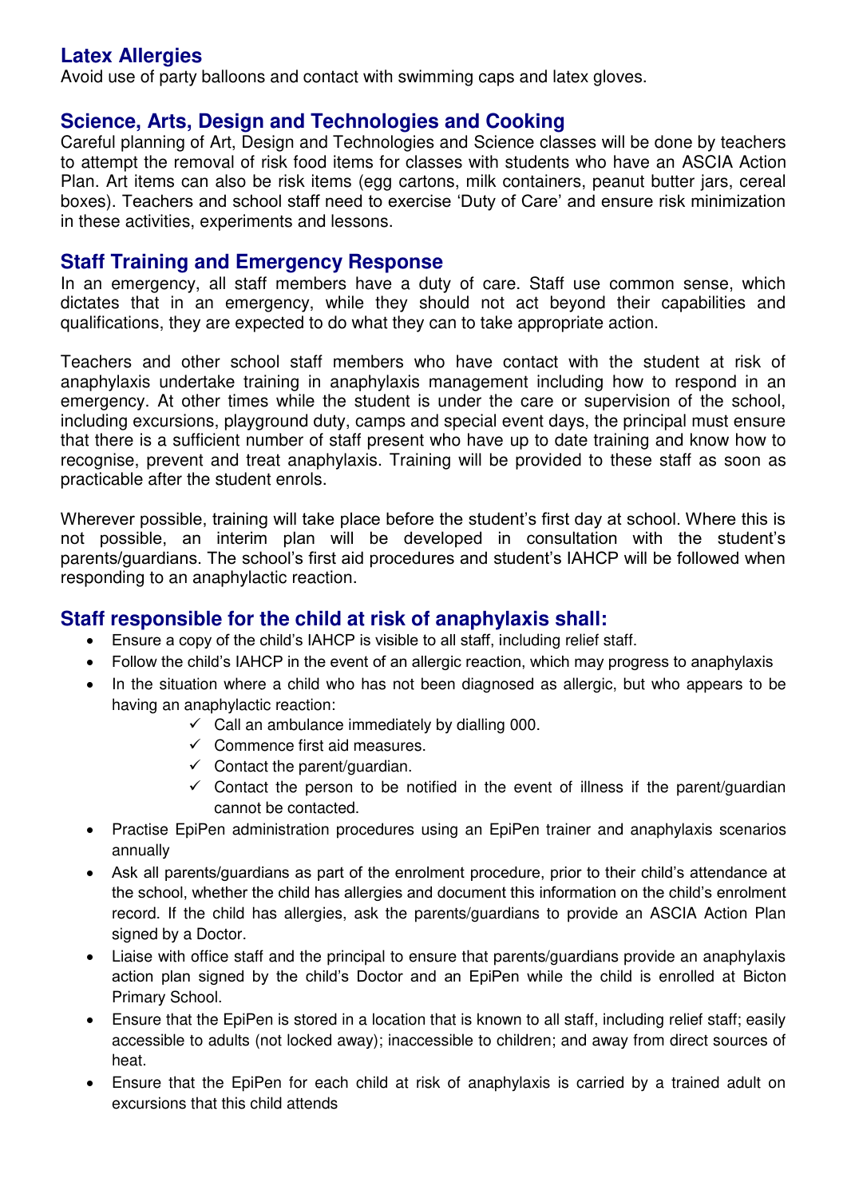## Latex Allergies

Avoid use of party balloons and contact with swimming caps and latex gloves.

## Science, Arts, Design and Technologies and Cooking

Careful planning of Art, Design and Technologies and Science classes will be done by teachers to attempt the removal of risk food items for classes with students who have an ASCIA Action Plan. Art items can also be risk items (egg cartons, milk containers, peanut butter jars, cereal boxes). Teachers and school staff need to exercise 'Duty of Care' and ensure risk minimization in these activities, experiments and lessons.

## Staff Training and Emergency Response

In an emergency, all staff members have a duty of care. Staff use common sense, which dictates that in an emergency, while they should not act beyond their capabilities and qualifications, they are expected to do what they can to take appropriate action.

Teachers and other school staff members who have contact with the student at risk of anaphylaxis undertake training in anaphylaxis management including how to respond in an emergency. At other times while the student is under the care or supervision of the school, including excursions, playground duty, camps and special event days, the principal must ensure that there is a sufficient number of staff present who have up to date training and know how to recognise, prevent and treat anaphylaxis. Training will be provided to these staff as soon as practicable after the student enrols.

Wherever possible, training will take place before the student's first day at school. Where this is not possible, an interim plan will be developed in consultation with the student's parents/guardians. The school's first aid procedures and student's IAHCP will be followed when responding to an anaphylactic reaction.

## Staff responsible for the child at risk of anaphylaxis shall:

- Ensure a copy of the child's IAHCP is visible to all staff, including relief staff.
- Follow the child's IAHCP in the event of an allergic reaction, which may progress to anaphylaxis
- In the situation where a child who has not been diagnosed as allergic, but who appears to be having an anaphylactic reaction:
  - ✓ Call an ambulance immediately by dialling 000.
  - ✓ Commence first aid measures.
  - ✓ Contact the parent/guardian.
  - ✓ Contact the person to be notified in the event of illness if the parent/guardian cannot be contacted.
- Practise EpiPen administration procedures using an EpiPen trainer and anaphylaxis scenarios annually
- Ask all parents/guardians as part of the enrolment procedure, prior to their child's attendance at the school, whether the child has allergies and document this information on the child's enrolment record. If the child has allergies, ask the parents/guardians to provide an ASCIA Action Plan signed by a Doctor.
- Liaise with office staff and the principal to ensure that parents/guardians provide an anaphylaxis action plan signed by the child's Doctor and an EpiPen while the child is enrolled at Bicton Primary School.
- Ensure that the EpiPen is stored in a location that is known to all staff, including relief staff; easily accessible to adults (not locked away); inaccessible to children; and away from direct sources of heat.
- Ensure that the EpiPen for each child at risk of anaphylaxis is carried by a trained adult on excursions that this child attends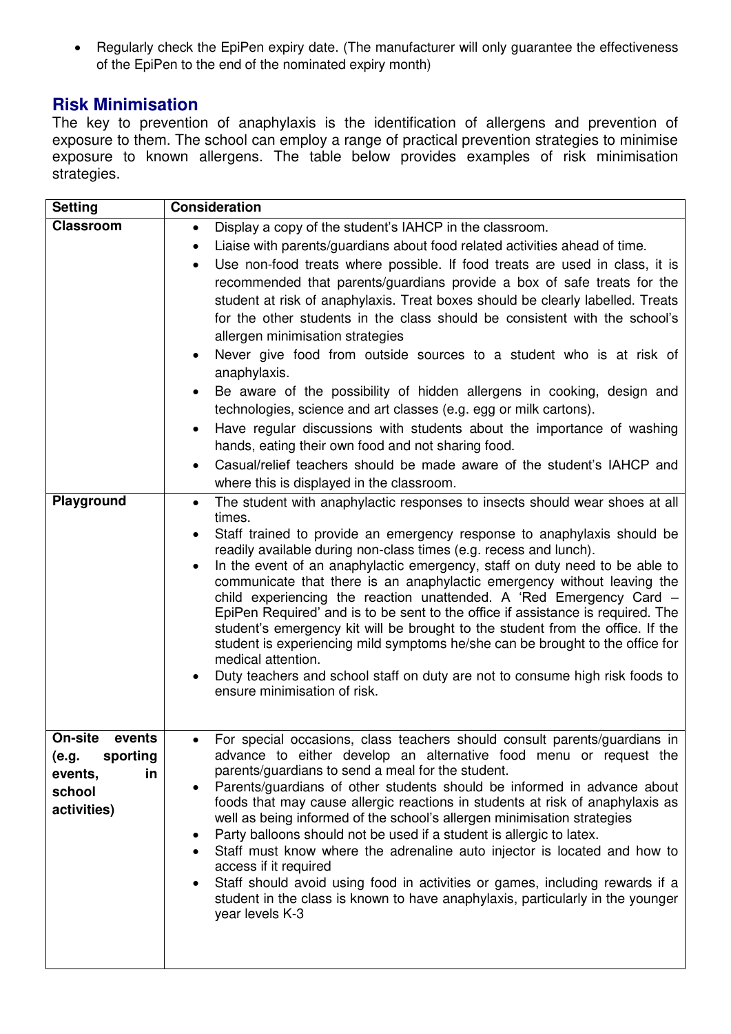- Regularly check the EpiPen expiry date. (The manufacturer will only guarantee the effectiveness of the EpiPen to the end of the nominated expiry month)

## Risk Minimisation

The key to prevention of anaphylaxis is the identification of allergens and prevention of exposure to them. The school can employ a range of practical prevention strategies to minimise exposure to known allergens. The table below provides examples of risk minimisation strategies.

| Setting | Consideration |
|---|---|
| **Classroom** | • Display a copy of the student's IAHCP in the classroom.<br>• Liaise with parents/guardians about food related activities ahead of time.<br>• Use non-food treats where possible. If food treats are used in class, it is recommended that parents/guardians provide a box of safe treats for the student at risk of anaphylaxis. Treat boxes should be clearly labelled. Treats for the other students in the class should be consistent with the school's allergen minimisation strategies<br>• Never give food from outside sources to a student who is at risk of anaphylaxis.<br>• Be aware of the possibility of hidden allergens in cooking, design and technologies, science and art classes (e.g. egg or milk cartons).<br>• Have regular discussions with students about the importance of washing hands, eating their own food and not sharing food.<br>• Casual/relief teachers should be made aware of the student's IAHCP and where this is displayed in the classroom. |
| **Playground** | • The student with anaphylactic responses to insects should wear shoes at all times.<br>• Staff trained to provide an emergency response to anaphylaxis should be readily available during non-class times (e.g. recess and lunch).<br>• In the event of an anaphylactic emergency, staff on duty need to be able to communicate that there is an anaphylactic emergency without leaving the child experiencing the reaction unattended. A 'Red Emergency Card – EpiPen Required' and is to be sent to the office if assistance is required. The student's emergency kit will be brought to the student from the office. If the student is experiencing mild symptoms he/she can be brought to the office for medical attention.<br>• Duty teachers and school staff on duty are not to consume high risk foods to ensure minimisation of risk. |
| **On-site events (e.g. sporting events, in school activities)** | • For special occasions, class teachers should consult parents/guardians in advance to either develop an alternative food menu or request the parents/guardians to send a meal for the student.<br>• Parents/guardians of other students should be informed in advance about foods that may cause allergic reactions in students at risk of anaphylaxis as well as being informed of the school's allergen minimisation strategies<br>• Party balloons should not be used if a student is allergic to latex.<br>• Staff must know where the adrenaline auto injector is located and how to access if it required<br>• Staff should avoid using food in activities or games, including rewards if a student in the class is known to have anaphylaxis, particularly in the younger year levels K-3 |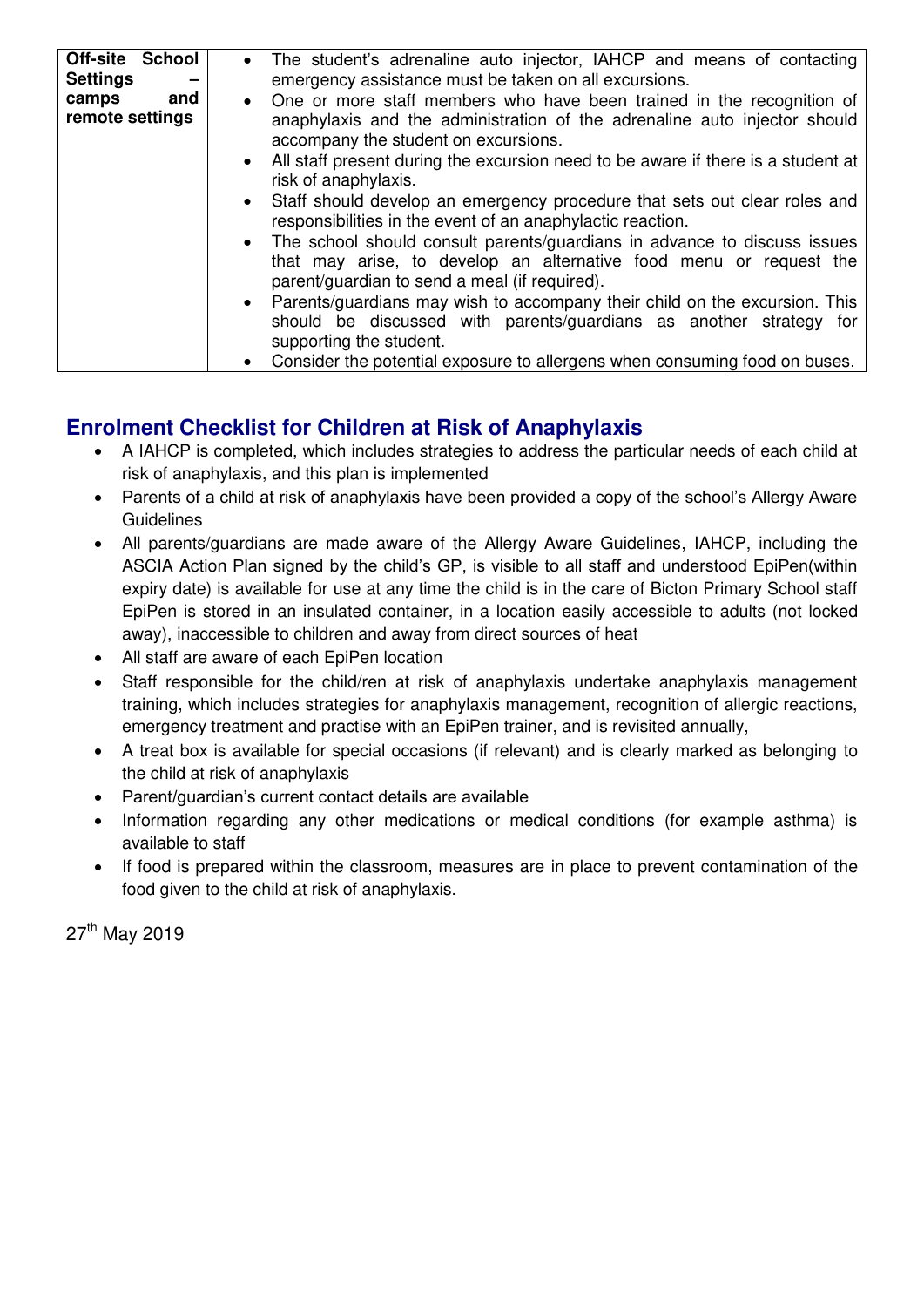| | |
|---|---|
| **Off-site School Settings – camps and remote settings** | • The student's adrenaline auto injector, IAHCP and means of contacting emergency assistance must be taken on all excursions.<br>• One or more staff members who have been trained in the recognition of anaphylaxis and the administration of the adrenaline auto injector should accompany the student on excursions.<br>• All staff present during the excursion need to be aware if there is a student at risk of anaphylaxis.<br>• Staff should develop an emergency procedure that sets out clear roles and responsibilities in the event of an anaphylactic reaction.<br>• The school should consult parents/guardians in advance to discuss issues that may arise, to develop an alternative food menu or request the parent/guardian to send a meal (if required).<br>• Parents/guardians may wish to accompany their child on the excursion. This should be discussed with parents/guardians as another strategy for supporting the student.<br>• Consider the potential exposure to allergens when consuming food on buses. |

## Enrolment Checklist for Children at Risk of Anaphylaxis

- A IAHCP is completed, which includes strategies to address the particular needs of each child at risk of anaphylaxis, and this plan is implemented
- Parents of a child at risk of anaphylaxis have been provided a copy of the school's Allergy Aware Guidelines
- All parents/guardians are made aware of the Allergy Aware Guidelines, IAHCP, including the ASCIA Action Plan signed by the child's GP, is visible to all staff and understood EpiPen(within expiry date) is available for use at any time the child is in the care of Bicton Primary School staff EpiPen is stored in an insulated container, in a location easily accessible to adults (not locked away), inaccessible to children and away from direct sources of heat
- All staff are aware of each EpiPen location
- Staff responsible for the child/ren at risk of anaphylaxis undertake anaphylaxis management training, which includes strategies for anaphylaxis management, recognition of allergic reactions, emergency treatment and practise with an EpiPen trainer, and is revisited annually,
- A treat box is available for special occasions (if relevant) and is clearly marked as belonging to the child at risk of anaphylaxis
- Parent/guardian's current contact details are available
- Information regarding any other medications or medical conditions (for example asthma) is available to staff
- If food is prepared within the classroom, measures are in place to prevent contamination of the food given to the child at risk of anaphylaxis.

27th May 2019